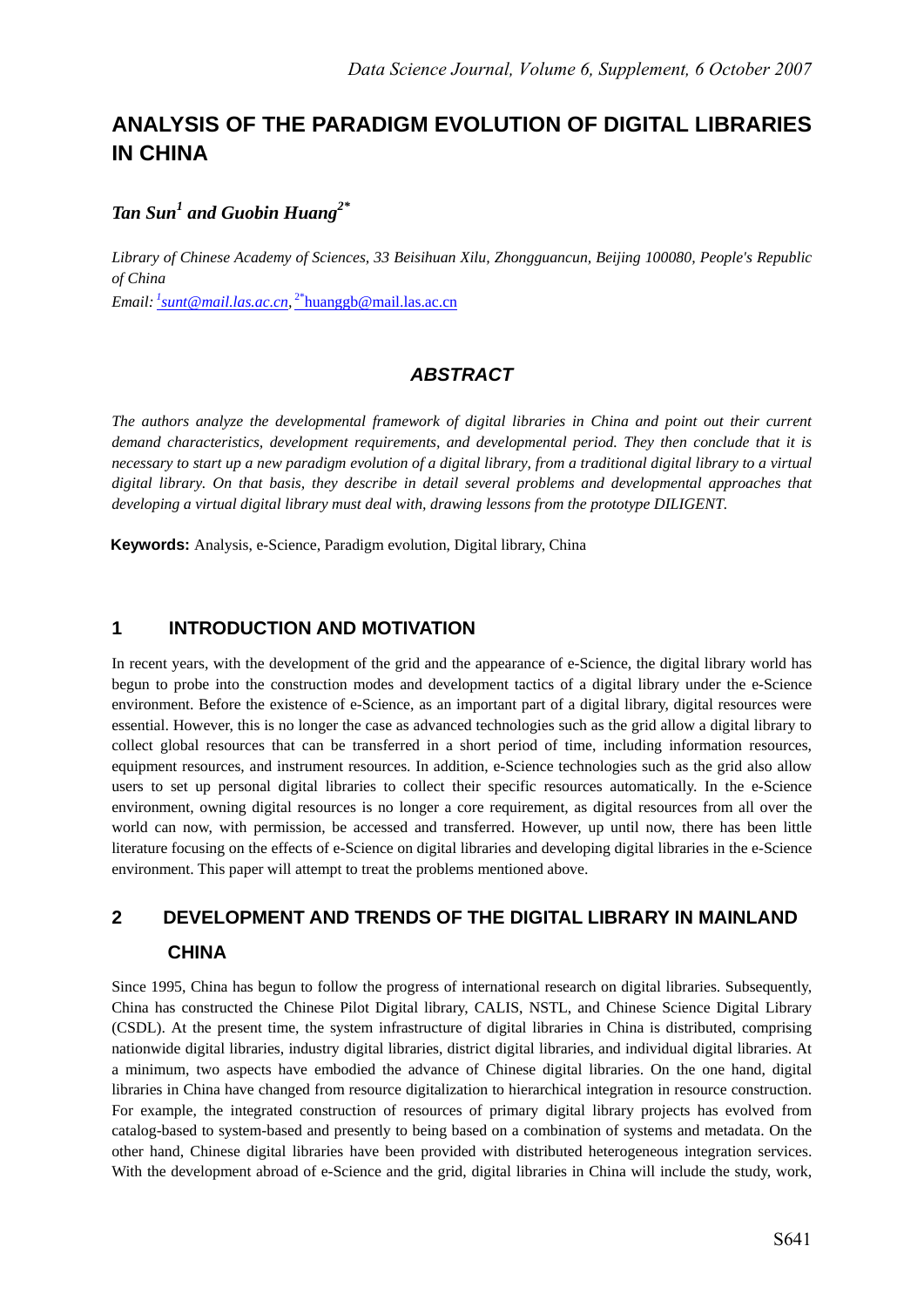# ANALYSIS OF THE PARADIGM EVOLUTION OF DIGITAL LIBRARIES IN CHINA

***Tan Sun[1] and Guobin Huang[2*]***

*Library of Chinese Academy of Sciences, 33 Beisihuan Xilu, Zhongguancun, Beijing 100080, People's Republic of China*

*Email: [1]sunt@mail.las.ac.cn, [2*]huanggb@mail.las.ac.cn*

### *ABSTRACT*

*The authors analyze the developmental framework of digital libraries in China and point out their current demand characteristics, development requirements, and developmental period. They then conclude that it is necessary to start up a new paradigm evolution of a digital library, from a traditional digital library to a virtual digital library. On that basis, they describe in detail several problems and developmental approaches that developing a virtual digital library must deal with, drawing lessons from the prototype DILIGENT.*

**Keywords:** Analysis, e-Science, Paradigm evolution, Digital library, China

## 1 INTRODUCTION AND MOTIVATION

In recent years, with the development of the grid and the appearance of e-Science, the digital library world has begun to probe into the construction modes and development tactics of a digital library under the e-Science environment. Before the existence of e-Science, as an important part of a digital library, digital resources were essential. However, this is no longer the case as advanced technologies such as the grid allow a digital library to collect global resources that can be transferred in a short period of time, including information resources, equipment resources, and instrument resources. In addition, e-Science technologies such as the grid also allow users to set up personal digital libraries to collect their specific resources automatically. In the e-Science environment, owning digital resources is no longer a core requirement, as digital resources from all over the world can now, with permission, be accessed and transferred. However, up until now, there has been little literature focusing on the effects of e-Science on digital libraries and developing digital libraries in the e-Science environment. This paper will attempt to treat the problems mentioned above.

## 2 DEVELOPMENT AND TRENDS OF THE DIGITAL LIBRARY IN MAINLAND CHINA

Since 1995, China has begun to follow the progress of international research on digital libraries. Subsequently, China has constructed the Chinese Pilot Digital library, CALIS, NSTL, and Chinese Science Digital Library (CSDL). At the present time, the system infrastructure of digital libraries in China is distributed, comprising nationwide digital libraries, industry digital libraries, district digital libraries, and individual digital libraries. At a minimum, two aspects have embodied the advance of Chinese digital libraries. On the one hand, digital libraries in China have changed from resource digitalization to hierarchical integration in resource construction. For example, the integrated construction of resources of primary digital library projects has evolved from catalog-based to system-based and presently to being based on a combination of systems and metadata. On the other hand, Chinese digital libraries have been provided with distributed heterogeneous integration services. With the development abroad of e-Science and the grid, digital libraries in China will include the study, work,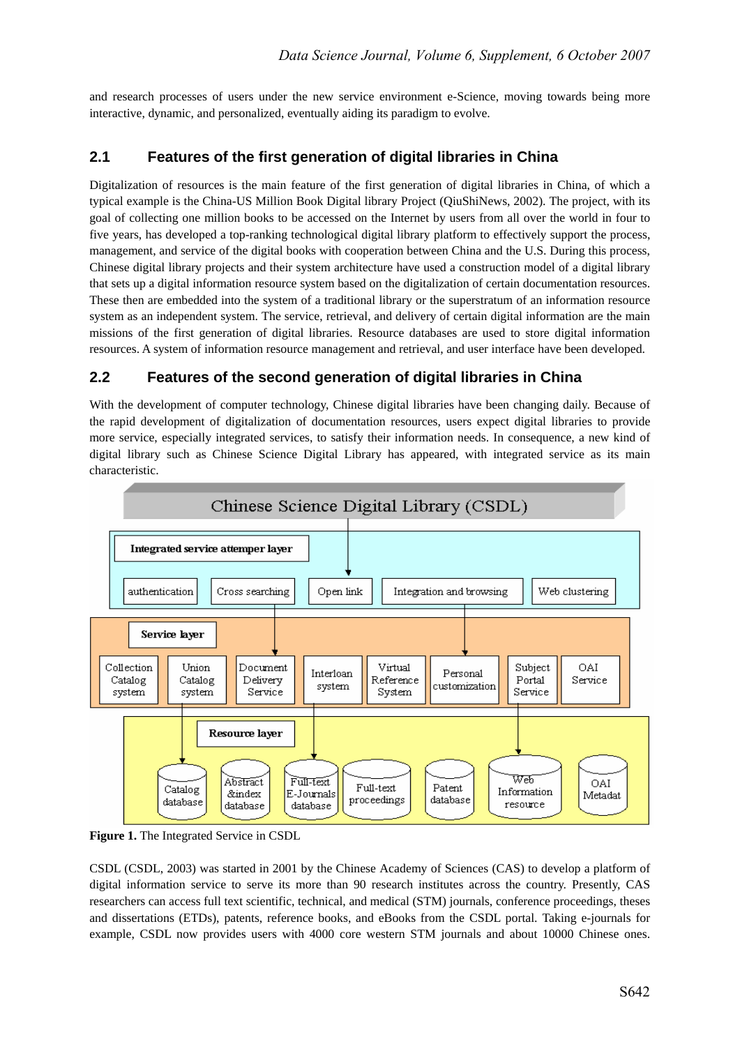and research processes of users under the new service environment e-Science, moving towards being more interactive, dynamic, and personalized, eventually aiding its paradigm to evolve.

## 2.1 Features of the first generation of digital libraries in China

Digitalization of resources is the main feature of the first generation of digital libraries in China, of which a typical example is the China-US Million Book Digital library Project (QiuShiNews, 2002). The project, with its goal of collecting one million books to be accessed on the Internet by users from all over the world in four to five years, has developed a top-ranking technological digital library platform to effectively support the process, management, and service of the digital books with cooperation between China and the U.S. During this process, Chinese digital library projects and their system architecture have used a construction model of a digital library that sets up a digital information resource system based on the digitalization of certain documentation resources. These then are embedded into the system of a traditional library or the superstratum of an information resource system as an independent system. The service, retrieval, and delivery of certain digital information are the main missions of the first generation of digital libraries. Resource databases are used to store digital information resources. A system of information resource management and retrieval, and user interface have been developed.

## 2.2 Features of the second generation of digital libraries in China

With the development of computer technology, Chinese digital libraries have been changing daily. Because of the rapid development of digitalization of documentation resources, users expect digital libraries to provide more service, especially integrated services, to satisfy their information needs. In consequence, a new kind of digital library such as Chinese Science Digital Library has appeared, with integrated service as its main characteristic.

**Figure 1.** The Integrated Service in CSDL

CSDL (CSDL, 2003) was started in 2001 by the Chinese Academy of Sciences (CAS) to develop a platform of digital information service to serve its more than 90 research institutes across the country. Presently, CAS researchers can access full text scientific, technical, and medical (STM) journals, conference proceedings, theses and dissertations (ETDs), patents, reference books, and eBooks from the CSDL portal. Taking e-journals for example, CSDL now provides users with 4000 core western STM journals and about 10000 Chinese ones.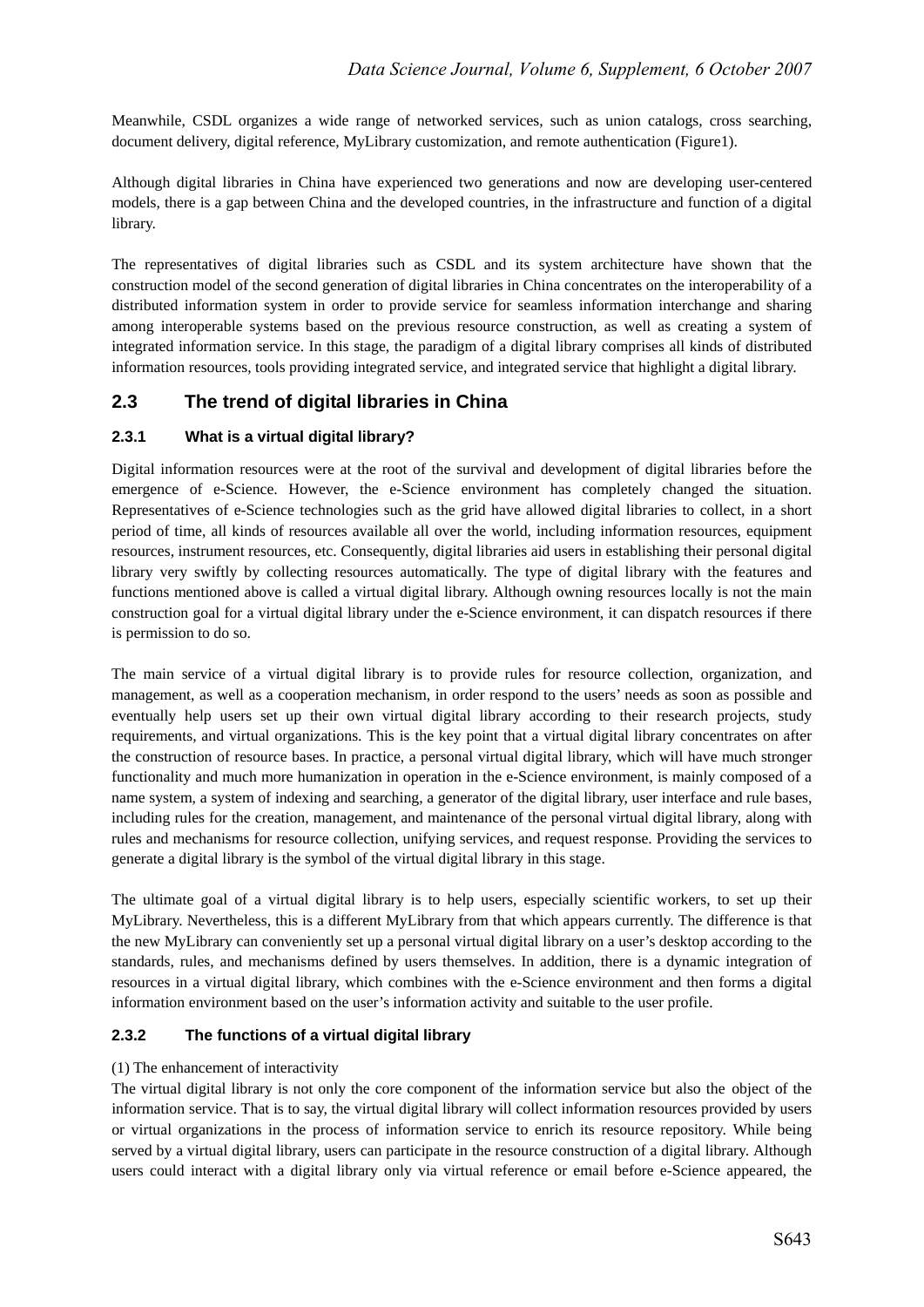Meanwhile, CSDL organizes a wide range of networked services, such as union catalogs, cross searching, document delivery, digital reference, MyLibrary customization, and remote authentication (Figure1).

Although digital libraries in China have experienced two generations and now are developing user-centered models, there is a gap between China and the developed countries, in the infrastructure and function of a digital library.

The representatives of digital libraries such as CSDL and its system architecture have shown that the construction model of the second generation of digital libraries in China concentrates on the interoperability of a distributed information system in order to provide service for seamless information interchange and sharing among interoperable systems based on the previous resource construction, as well as creating a system of integrated information service. In this stage, the paradigm of a digital library comprises all kinds of distributed information resources, tools providing integrated service, and integrated service that highlight a digital library.

## 2.3 The trend of digital libraries in China

### 2.3.1 What is a virtual digital library?

Digital information resources were at the root of the survival and development of digital libraries before the emergence of e-Science. However, the e-Science environment has completely changed the situation. Representatives of e-Science technologies such as the grid have allowed digital libraries to collect, in a short period of time, all kinds of resources available all over the world, including information resources, equipment resources, instrument resources, etc. Consequently, digital libraries aid users in establishing their personal digital library very swiftly by collecting resources automatically. The type of digital library with the features and functions mentioned above is called a virtual digital library. Although owning resources locally is not the main construction goal for a virtual digital library under the e-Science environment, it can dispatch resources if there is permission to do so.

The main service of a virtual digital library is to provide rules for resource collection, organization, and management, as well as a cooperation mechanism, in order respond to the users' needs as soon as possible and eventually help users set up their own virtual digital library according to their research projects, study requirements, and virtual organizations. This is the key point that a virtual digital library concentrates on after the construction of resource bases. In practice, a personal virtual digital library, which will have much stronger functionality and much more humanization in operation in the e-Science environment, is mainly composed of a name system, a system of indexing and searching, a generator of the digital library, user interface and rule bases, including rules for the creation, management, and maintenance of the personal virtual digital library, along with rules and mechanisms for resource collection, unifying services, and request response. Providing the services to generate a digital library is the symbol of the virtual digital library in this stage.

The ultimate goal of a virtual digital library is to help users, especially scientific workers, to set up their MyLibrary. Nevertheless, this is a different MyLibrary from that which appears currently. The difference is that the new MyLibrary can conveniently set up a personal virtual digital library on a user's desktop according to the standards, rules, and mechanisms defined by users themselves. In addition, there is a dynamic integration of resources in a virtual digital library, which combines with the e-Science environment and then forms a digital information environment based on the user's information activity and suitable to the user profile.

### 2.3.2 The functions of a virtual digital library

(1) The enhancement of interactivity

The virtual digital library is not only the core component of the information service but also the object of the information service. That is to say, the virtual digital library will collect information resources provided by users or virtual organizations in the process of information service to enrich its resource repository. While being served by a virtual digital library, users can participate in the resource construction of a digital library. Although users could interact with a digital library only via virtual reference or email before e-Science appeared, the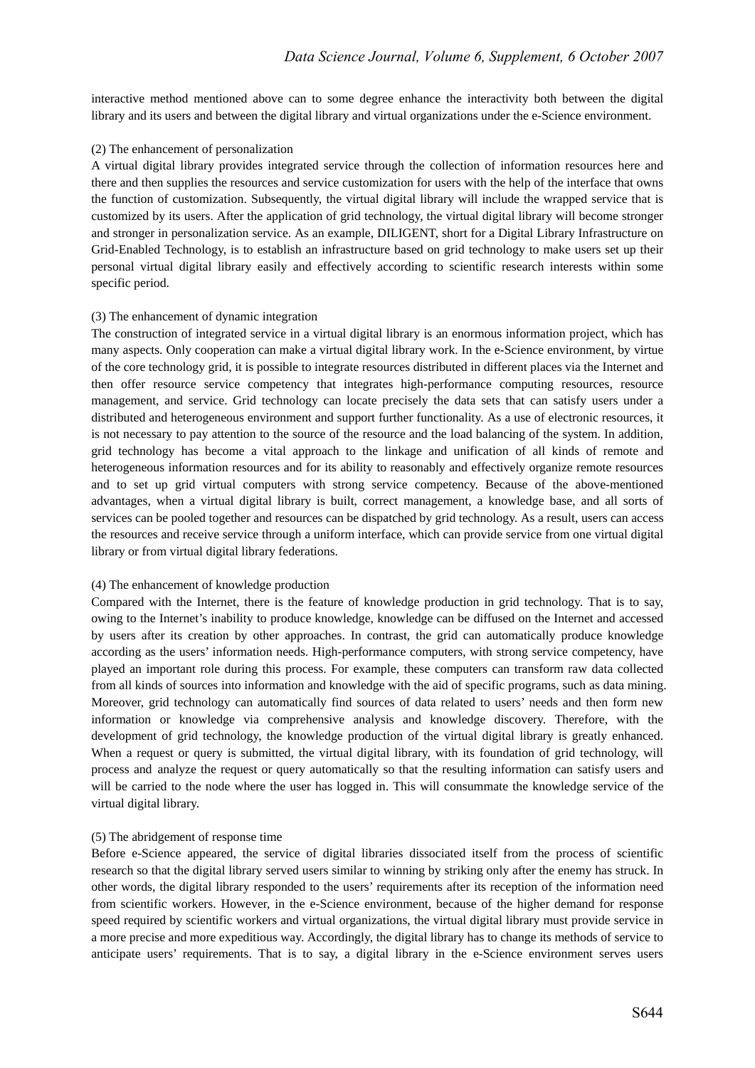interactive method mentioned above can to some degree enhance the interactivity both between the digital library and its users and between the digital library and virtual organizations under the e-Science environment.

(2) The enhancement of personalization

A virtual digital library provides integrated service through the collection of information resources here and there and then supplies the resources and service customization for users with the help of the interface that owns the function of customization. Subsequently, the virtual digital library will include the wrapped service that is customized by its users. After the application of grid technology, the virtual digital library will become stronger and stronger in personalization service. As an example, DILIGENT, short for a Digital Library Infrastructure on Grid-Enabled Technology, is to establish an infrastructure based on grid technology to make users set up their personal virtual digital library easily and effectively according to scientific research interests within some specific period.

(3) The enhancement of dynamic integration

The construction of integrated service in a virtual digital library is an enormous information project, which has many aspects. Only cooperation can make a virtual digital library work. In the e-Science environment, by virtue of the core technology grid, it is possible to integrate resources distributed in different places via the Internet and then offer resource service competency that integrates high-performance computing resources, resource management, and service. Grid technology can locate precisely the data sets that can satisfy users under a distributed and heterogeneous environment and support further functionality. As a use of electronic resources, it is not necessary to pay attention to the source of the resource and the load balancing of the system. In addition, grid technology has become a vital approach to the linkage and unification of all kinds of remote and heterogeneous information resources and for its ability to reasonably and effectively organize remote resources and to set up grid virtual computers with strong service competency. Because of the above-mentioned advantages, when a virtual digital library is built, correct management, a knowledge base, and all sorts of services can be pooled together and resources can be dispatched by grid technology. As a result, users can access the resources and receive service through a uniform interface, which can provide service from one virtual digital library or from virtual digital library federations.

(4) The enhancement of knowledge production

Compared with the Internet, there is the feature of knowledge production in grid technology. That is to say, owing to the Internet's inability to produce knowledge, knowledge can be diffused on the Internet and accessed by users after its creation by other approaches. In contrast, the grid can automatically produce knowledge according as the users' information needs. High-performance computers, with strong service competency, have played an important role during this process. For example, these computers can transform raw data collected from all kinds of sources into information and knowledge with the aid of specific programs, such as data mining. Moreover, grid technology can automatically find sources of data related to users' needs and then form new information or knowledge via comprehensive analysis and knowledge discovery. Therefore, with the development of grid technology, the knowledge production of the virtual digital library is greatly enhanced. When a request or query is submitted, the virtual digital library, with its foundation of grid technology, will process and analyze the request or query automatically so that the resulting information can satisfy users and will be carried to the node where the user has logged in. This will consummate the knowledge service of the virtual digital library.

(5) The abridgement of response time

Before e-Science appeared, the service of digital libraries dissociated itself from the process of scientific research so that the digital library served users similar to winning by striking only after the enemy has struck. In other words, the digital library responded to the users' requirements after its reception of the information need from scientific workers. However, in the e-Science environment, because of the higher demand for response speed required by scientific workers and virtual organizations, the virtual digital library must provide service in a more precise and more expeditious way. Accordingly, the digital library has to change its methods of service to anticipate users' requirements. That is to say, a digital library in the e-Science environment serves users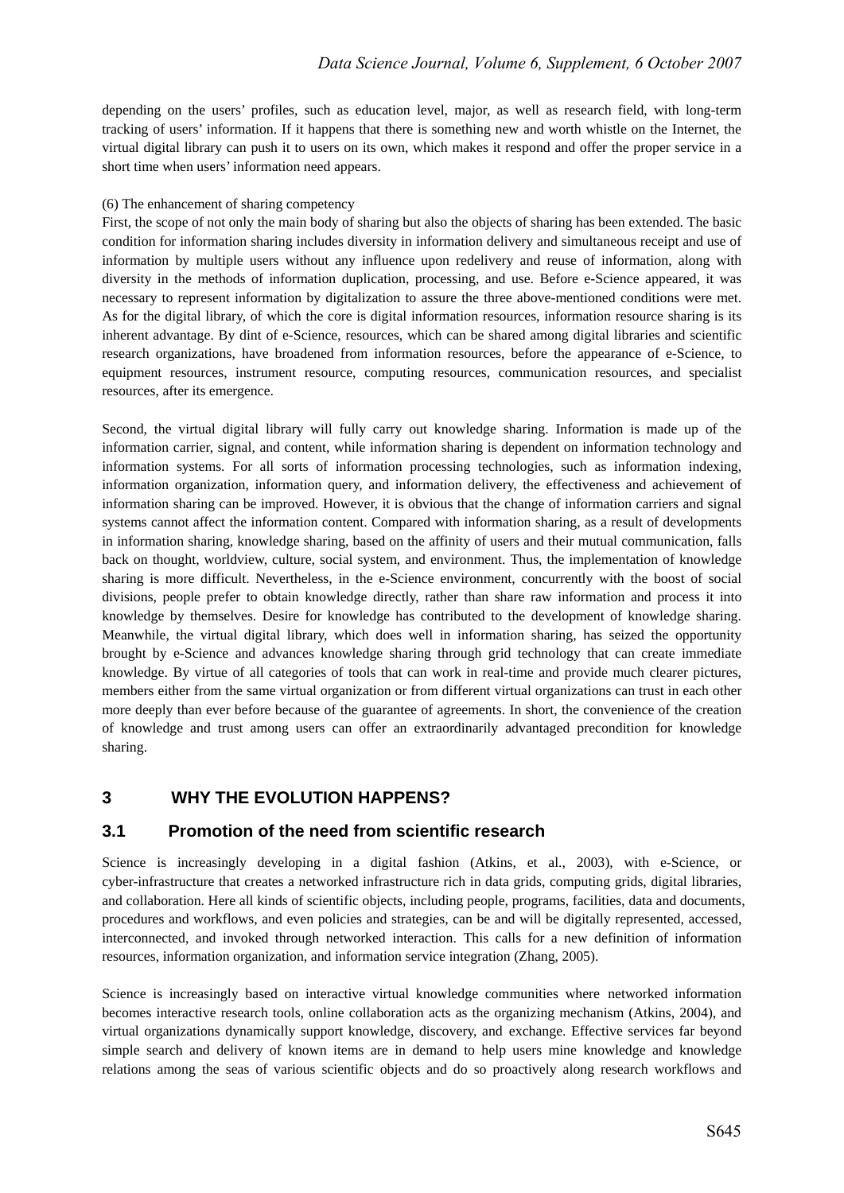depending on the users' profiles, such as education level, major, as well as research field, with long-term tracking of users' information. If it happens that there is something new and worth whistle on the Internet, the virtual digital library can push it to users on its own, which makes it respond and offer the proper service in a short time when users' information need appears.

(6) The enhancement of sharing competency

First, the scope of not only the main body of sharing but also the objects of sharing has been extended. The basic condition for information sharing includes diversity in information delivery and simultaneous receipt and use of information by multiple users without any influence upon redelivery and reuse of information, along with diversity in the methods of information duplication, processing, and use. Before e-Science appeared, it was necessary to represent information by digitalization to assure the three above-mentioned conditions were met. As for the digital library, of which the core is digital information resources, information resource sharing is its inherent advantage. By dint of e-Science, resources, which can be shared among digital libraries and scientific research organizations, have broadened from information resources, before the appearance of e-Science, to equipment resources, instrument resource, computing resources, communication resources, and specialist resources, after its emergence.

Second, the virtual digital library will fully carry out knowledge sharing. Information is made up of the information carrier, signal, and content, while information sharing is dependent on information technology and information systems. For all sorts of information processing technologies, such as information indexing, information organization, information query, and information delivery, the effectiveness and achievement of information sharing can be improved. However, it is obvious that the change of information carriers and signal systems cannot affect the information content. Compared with information sharing, as a result of developments in information sharing, knowledge sharing, based on the affinity of users and their mutual communication, falls back on thought, worldview, culture, social system, and environment. Thus, the implementation of knowledge sharing is more difficult. Nevertheless, in the e-Science environment, concurrently with the boost of social divisions, people prefer to obtain knowledge directly, rather than share raw information and process it into knowledge by themselves. Desire for knowledge has contributed to the development of knowledge sharing. Meanwhile, the virtual digital library, which does well in information sharing, has seized the opportunity brought by e-Science and advances knowledge sharing through grid technology that can create immediate knowledge. By virtue of all categories of tools that can work in real-time and provide much clearer pictures, members either from the same virtual organization or from different virtual organizations can trust in each other more deeply than ever before because of the guarantee of agreements. In short, the convenience of the creation of knowledge and trust among users can offer an extraordinarily advantaged precondition for knowledge sharing.

## 3 WHY THE EVOLUTION HAPPENS?

### 3.1 Promotion of the need from scientific research

Science is increasingly developing in a digital fashion (Atkins, et al., 2003), with e-Science, or cyber-infrastructure that creates a networked infrastructure rich in data grids, computing grids, digital libraries, and collaboration. Here all kinds of scientific objects, including people, programs, facilities, data and documents, procedures and workflows, and even policies and strategies, can be and will be digitally represented, accessed, interconnected, and invoked through networked interaction. This calls for a new definition of information resources, information organization, and information service integration (Zhang, 2005).

Science is increasingly based on interactive virtual knowledge communities where networked information becomes interactive research tools, online collaboration acts as the organizing mechanism (Atkins, 2004), and virtual organizations dynamically support knowledge, discovery, and exchange. Effective services far beyond simple search and delivery of known items are in demand to help users mine knowledge and knowledge relations among the seas of various scientific objects and do so proactively along research workflows and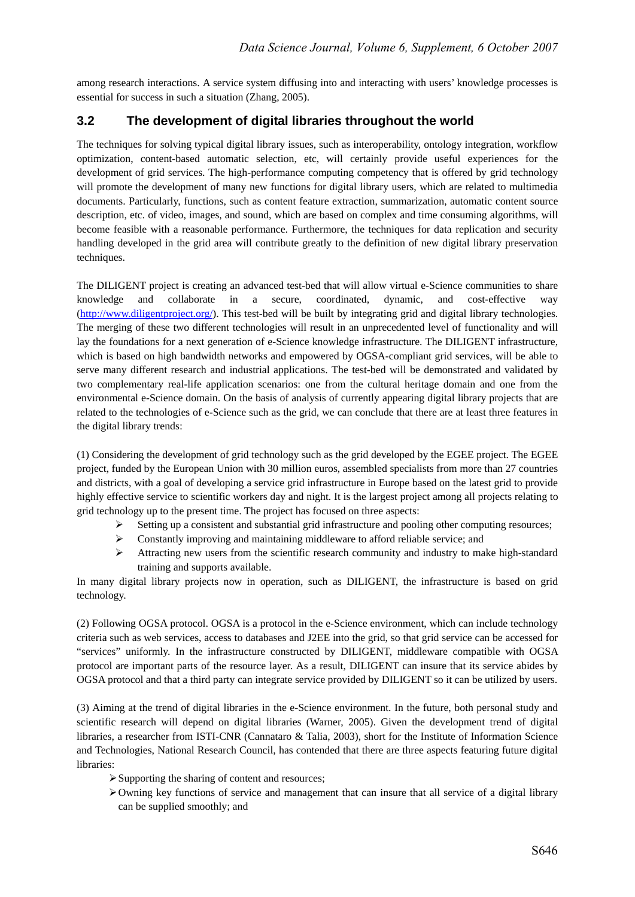among research interactions. A service system diffusing into and interacting with users' knowledge processes is essential for success in such a situation (Zhang, 2005).

## 3.2 The development of digital libraries throughout the world

The techniques for solving typical digital library issues, such as interoperability, ontology integration, workflow optimization, content-based automatic selection, etc, will certainly provide useful experiences for the development of grid services. The high-performance computing competency that is offered by grid technology will promote the development of many new functions for digital library users, which are related to multimedia documents. Particularly, functions, such as content feature extraction, summarization, automatic content source description, etc. of video, images, and sound, which are based on complex and time consuming algorithms, will become feasible with a reasonable performance. Furthermore, the techniques for data replication and security handling developed in the grid area will contribute greatly to the definition of new digital library preservation techniques.

The DILIGENT project is creating an advanced test-bed that will allow virtual e-Science communities to share knowledge and collaborate in a secure, coordinated, dynamic, and cost-effective way (http://www.diligentproject.org/). This test-bed will be built by integrating grid and digital library technologies. The merging of these two different technologies will result in an unprecedented level of functionality and will lay the foundations for a next generation of e-Science knowledge infrastructure. The DILIGENT infrastructure, which is based on high bandwidth networks and empowered by OGSA-compliant grid services, will be able to serve many different research and industrial applications. The test-bed will be demonstrated and validated by two complementary real-life application scenarios: one from the cultural heritage domain and one from the environmental e-Science domain. On the basis of analysis of currently appearing digital library projects that are related to the technologies of e-Science such as the grid, we can conclude that there are at least three features in the digital library trends:

(1) Considering the development of grid technology such as the grid developed by the EGEE project. The EGEE project, funded by the European Union with 30 million euros, assembled specialists from more than 27 countries and districts, with a goal of developing a service grid infrastructure in Europe based on the latest grid to provide highly effective service to scientific workers day and night. It is the largest project among all projects relating to grid technology up to the present time. The project has focused on three aspects:

- Setting up a consistent and substantial grid infrastructure and pooling other computing resources;
- Constantly improving and maintaining middleware to afford reliable service; and
- Attracting new users from the scientific research community and industry to make high-standard training and supports available.

In many digital library projects now in operation, such as DILIGENT, the infrastructure is based on grid technology.

(2) Following OGSA protocol. OGSA is a protocol in the e-Science environment, which can include technology criteria such as web services, access to databases and J2EE into the grid, so that grid service can be accessed for "services" uniformly. In the infrastructure constructed by DILIGENT, middleware compatible with OGSA protocol are important parts of the resource layer. As a result, DILIGENT can insure that its service abides by OGSA protocol and that a third party can integrate service provided by DILIGENT so it can be utilized by users.

(3) Aiming at the trend of digital libraries in the e-Science environment. In the future, both personal study and scientific research will depend on digital libraries (Warner, 2005). Given the development trend of digital libraries, a researcher from ISTI-CNR (Cannataro & Talia, 2003), short for the Institute of Information Science and Technologies, National Research Council, has contended that there are three aspects featuring future digital libraries:

- Supporting the sharing of content and resources;
- Owning key functions of service and management that can insure that all service of a digital library can be supplied smoothly; and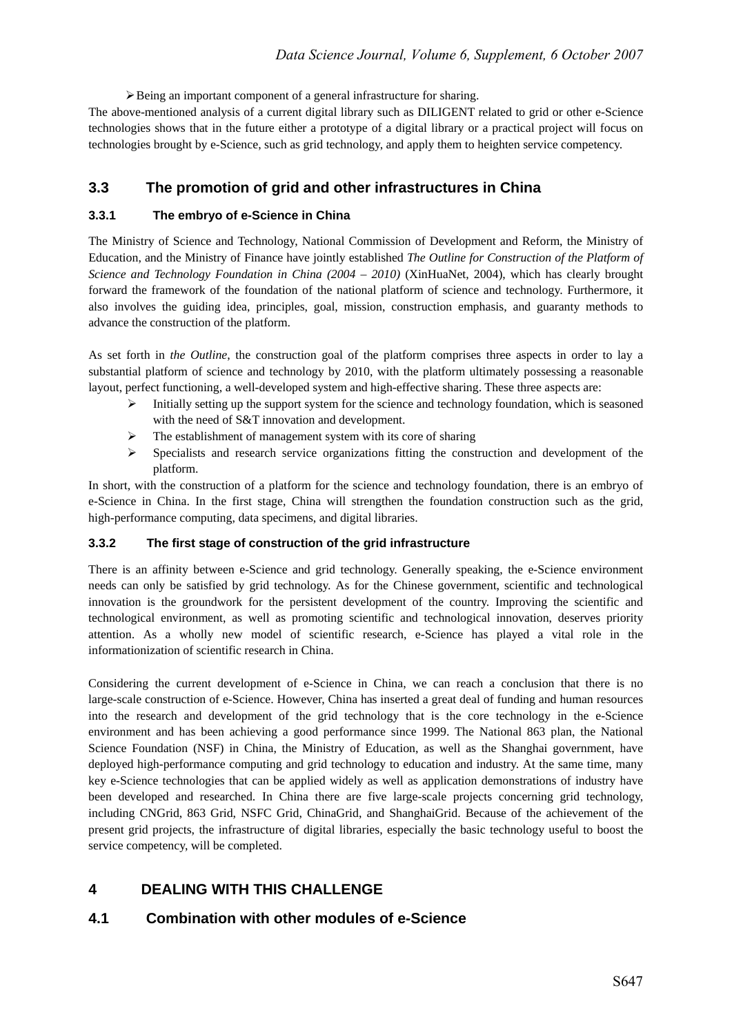- Being an important component of a general infrastructure for sharing.

The above-mentioned analysis of a current digital library such as DILIGENT related to grid or other e-Science technologies shows that in the future either a prototype of a digital library or a practical project will focus on technologies brought by e-Science, such as grid technology, and apply them to heighten service competency.

## 3.3 The promotion of grid and other infrastructures in China

### 3.3.1 The embryo of e-Science in China

The Ministry of Science and Technology, National Commission of Development and Reform, the Ministry of Education, and the Ministry of Finance have jointly established *The Outline for Construction of the Platform of Science and Technology Foundation in China (2004 – 2010)* (XinHuaNet, 2004), which has clearly brought forward the framework of the foundation of the national platform of science and technology. Furthermore, it also involves the guiding idea, principles, goal, mission, construction emphasis, and guaranty methods to advance the construction of the platform.

As set forth in *the Outline*, the construction goal of the platform comprises three aspects in order to lay a substantial platform of science and technology by 2010, with the platform ultimately possessing a reasonable layout, perfect functioning, a well-developed system and high-effective sharing. These three aspects are:

- Initially setting up the support system for the science and technology foundation, which is seasoned with the need of S&T innovation and development.
- The establishment of management system with its core of sharing
- Specialists and research service organizations fitting the construction and development of the platform.

In short, with the construction of a platform for the science and technology foundation, there is an embryo of e-Science in China. In the first stage, China will strengthen the foundation construction such as the grid, high-performance computing, data specimens, and digital libraries.

### 3.3.2 The first stage of construction of the grid infrastructure

There is an affinity between e-Science and grid technology. Generally speaking, the e-Science environment needs can only be satisfied by grid technology. As for the Chinese government, scientific and technological innovation is the groundwork for the persistent development of the country. Improving the scientific and technological environment, as well as promoting scientific and technological innovation, deserves priority attention. As a wholly new model of scientific research, e-Science has played a vital role in the informationization of scientific research in China.

Considering the current development of e-Science in China, we can reach a conclusion that there is no large-scale construction of e-Science. However, China has inserted a great deal of funding and human resources into the research and development of the grid technology that is the core technology in the e-Science environment and has been achieving a good performance since 1999. The National 863 plan, the National Science Foundation (NSF) in China, the Ministry of Education, as well as the Shanghai government, have deployed high-performance computing and grid technology to education and industry. At the same time, many key e-Science technologies that can be applied widely as well as application demonstrations of industry have been developed and researched. In China there are five large-scale projects concerning grid technology, including CNGrid, 863 Grid, NSFC Grid, ChinaGrid, and ShanghaiGrid. Because of the achievement of the present grid projects, the infrastructure of digital libraries, especially the basic technology useful to boost the service competency, will be completed.

# 4 DEALING WITH THIS CHALLENGE

## 4.1 Combination with other modules of e-Science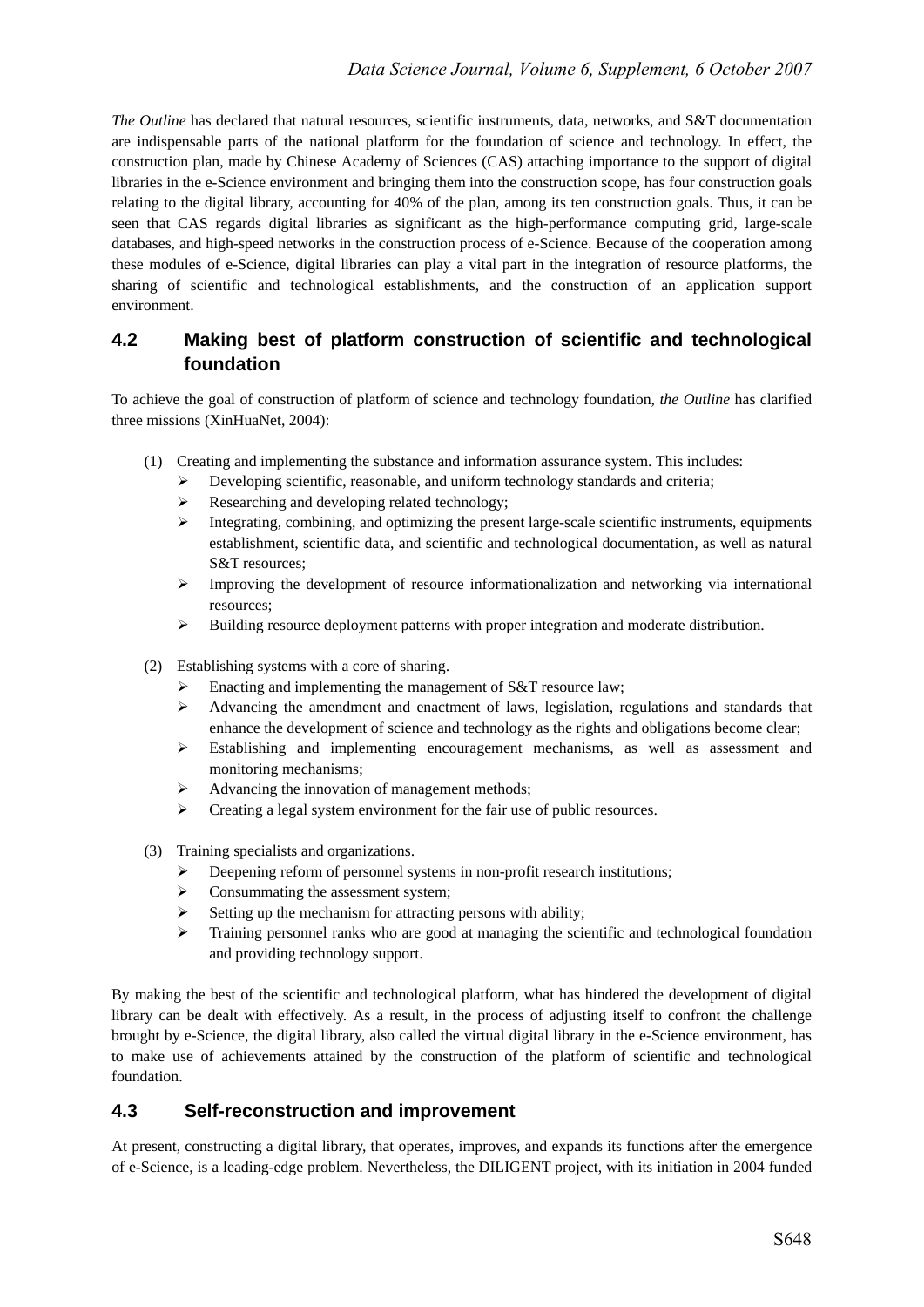*The Outline* has declared that natural resources, scientific instruments, data, networks, and S&T documentation are indispensable parts of the national platform for the foundation of science and technology. In effect, the construction plan, made by Chinese Academy of Sciences (CAS) attaching importance to the support of digital libraries in the e-Science environment and bringing them into the construction scope, has four construction goals relating to the digital library, accounting for 40% of the plan, among its ten construction goals. Thus, it can be seen that CAS regards digital libraries as significant as the high-performance computing grid, large-scale databases, and high-speed networks in the construction process of e-Science. Because of the cooperation among these modules of e-Science, digital libraries can play a vital part in the integration of resource platforms, the sharing of scientific and technological establishments, and the construction of an application support environment.

## 4.2 Making best of platform construction of scientific and technological foundation

To achieve the goal of construction of platform of science and technology foundation, *the Outline* has clarified three missions (XinHuaNet, 2004):

(1) Creating and implementing the substance and information assurance system. This includes:
- Developing scientific, reasonable, and uniform technology standards and criteria;
- Researching and developing related technology;
- Integrating, combining, and optimizing the present large-scale scientific instruments, equipments establishment, scientific data, and scientific and technological documentation, as well as natural S&T resources;
- Improving the development of resource informationalization and networking via international resources;
- Building resource deployment patterns with proper integration and moderate distribution.

(2) Establishing systems with a core of sharing.
- Enacting and implementing the management of S&T resource law;
- Advancing the amendment and enactment of laws, legislation, regulations and standards that enhance the development of science and technology as the rights and obligations become clear;
- Establishing and implementing encouragement mechanisms, as well as assessment and monitoring mechanisms;
- Advancing the innovation of management methods;
- Creating a legal system environment for the fair use of public resources.

(3) Training specialists and organizations.
- Deepening reform of personnel systems in non-profit research institutions;
- Consummating the assessment system;
- Setting up the mechanism for attracting persons with ability;
- Training personnel ranks who are good at managing the scientific and technological foundation and providing technology support.

By making the best of the scientific and technological platform, what has hindered the development of digital library can be dealt with effectively. As a result, in the process of adjusting itself to confront the challenge brought by e-Science, the digital library, also called the virtual digital library in the e-Science environment, has to make use of achievements attained by the construction of the platform of scientific and technological foundation.

## 4.3 Self-reconstruction and improvement

At present, constructing a digital library, that operates, improves, and expands its functions after the emergence of e-Science, is a leading-edge problem. Nevertheless, the DILIGENT project, with its initiation in 2004 funded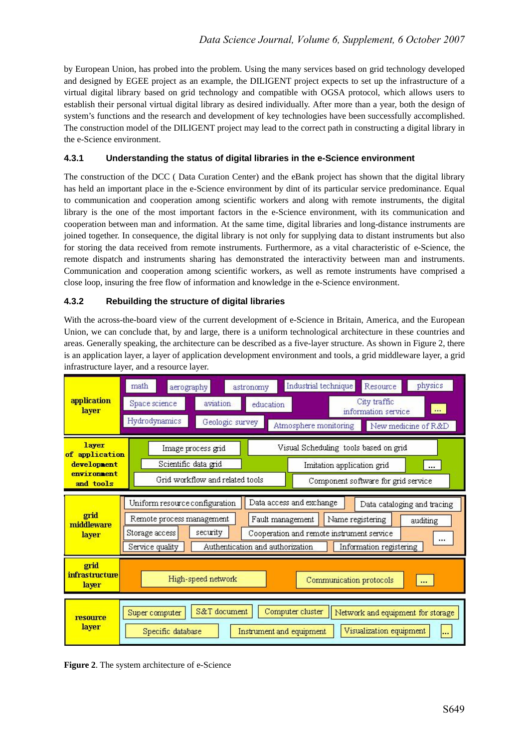by European Union, has probed into the problem. Using the many services based on grid technology developed and designed by EGEE project as an example, the DILIGENT project expects to set up the infrastructure of a virtual digital library based on grid technology and compatible with OGSA protocol, which allows users to establish their personal virtual digital library as desired individually. After more than a year, both the design of system's functions and the research and development of key technologies have been successfully accomplished. The construction model of the DILIGENT project may lead to the correct path in constructing a digital library in the e-Science environment.

### 4.3.1 Understanding the status of digital libraries in the e-Science environment

The construction of the DCC ( Data Curation Center) and the eBank project has shown that the digital library has held an important place in the e-Science environment by dint of its particular service predominance. Equal to communication and cooperation among scientific workers and along with remote instruments, the digital library is the one of the most important factors in the e-Science environment, with its communication and cooperation between man and information. At the same time, digital libraries and long-distance instruments are joined together. In consequence, the digital library is not only for supplying data to distant instruments but also for storing the data received from remote instruments. Furthermore, as a vital characteristic of e-Science, the remote dispatch and instruments sharing has demonstrated the interactivity between man and instruments. Communication and cooperation among scientific workers, as well as remote instruments have comprised a close loop, insuring the free flow of information and knowledge in the e-Science environment.

### 4.3.2 Rebuilding the structure of digital libraries

With the across-the-board view of the current development of e-Science in Britain, America, and the European Union, we can conclude that, by and large, there is a uniform technological architecture in these countries and areas. Generally speaking, the architecture can be described as a five-layer structure. As shown in Figure 2, there is an application layer, a layer of application development environment and tools, a grid middleware layer, a grid infrastructure layer, and a resource layer.

| Layer | Components |
| --- | --- |
| application layer | math; aerography; astronomy; Industrial technique; Resource; physics; Space science; aviation; education; City traffic information service; ...; Hydrodynamics; Geologic survey; Atmosphere monitoring; New medicine of R&D |
| layer of application development environment and tools | Image process grid; Visual Scheduling tools based on grid; Scientific data grid; Imitation application grid; ...; Grid workflow and related tools; Component software for grid service |
| grid middleware layer | Uniform resource configuration; Data access and exchange; Data cataloging and tracing; Remote process management; Fault management; Name registering; auditing; Storage access; security; Cooperation and remote instrument service; ...; Service quality; Authentication and authorization; Information registering |
| grid infrastructure layer | High-speed network; Communication protocols; ... |
| resource layer | Super computer; S&T document; Computer cluster; Network and equipment for storage; Specific database; Instrument and equipment; Visualization equipment; ... |

**Figure 2**. The system architecture of e-Science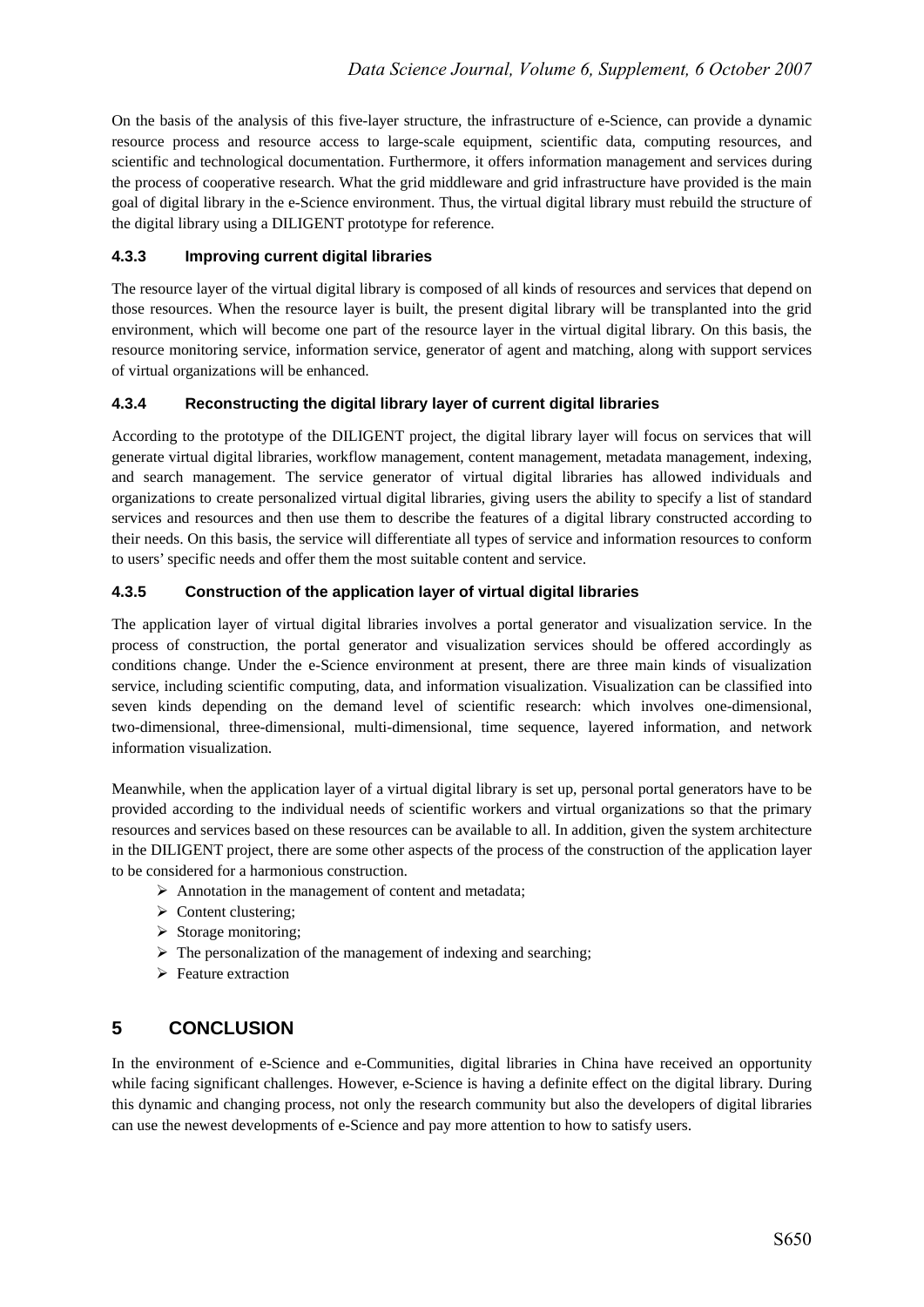On the basis of the analysis of this five-layer structure, the infrastructure of e-Science, can provide a dynamic resource process and resource access to large-scale equipment, scientific data, computing resources, and scientific and technological documentation. Furthermore, it offers information management and services during the process of cooperative research. What the grid middleware and grid infrastructure have provided is the main goal of digital library in the e-Science environment. Thus, the virtual digital library must rebuild the structure of the digital library using a DILIGENT prototype for reference.

### 4.3.3 Improving current digital libraries

The resource layer of the virtual digital library is composed of all kinds of resources and services that depend on those resources. When the resource layer is built, the present digital library will be transplanted into the grid environment, which will become one part of the resource layer in the virtual digital library. On this basis, the resource monitoring service, information service, generator of agent and matching, along with support services of virtual organizations will be enhanced.

### 4.3.4 Reconstructing the digital library layer of current digital libraries

According to the prototype of the DILIGENT project, the digital library layer will focus on services that will generate virtual digital libraries, workflow management, content management, metadata management, indexing, and search management. The service generator of virtual digital libraries has allowed individuals and organizations to create personalized virtual digital libraries, giving users the ability to specify a list of standard services and resources and then use them to describe the features of a digital library constructed according to their needs. On this basis, the service will differentiate all types of service and information resources to conform to users' specific needs and offer them the most suitable content and service.

### 4.3.5 Construction of the application layer of virtual digital libraries

The application layer of virtual digital libraries involves a portal generator and visualization service. In the process of construction, the portal generator and visualization services should be offered accordingly as conditions change. Under the e-Science environment at present, there are three main kinds of visualization service, including scientific computing, data, and information visualization. Visualization can be classified into seven kinds depending on the demand level of scientific research: which involves one-dimensional, two-dimensional, three-dimensional, multi-dimensional, time sequence, layered information, and network information visualization.

Meanwhile, when the application layer of a virtual digital library is set up, personal portal generators have to be provided according to the individual needs of scientific workers and virtual organizations so that the primary resources and services based on these resources can be available to all. In addition, given the system architecture in the DILIGENT project, there are some other aspects of the process of the construction of the application layer to be considered for a harmonious construction.

- Annotation in the management of content and metadata;
- Content clustering;
- Storage monitoring;
- The personalization of the management of indexing and searching;
- Feature extraction

## 5 CONCLUSION

In the environment of e-Science and e-Communities, digital libraries in China have received an opportunity while facing significant challenges. However, e-Science is having a definite effect on the digital library. During this dynamic and changing process, not only the research community but also the developers of digital libraries can use the newest developments of e-Science and pay more attention to how to satisfy users.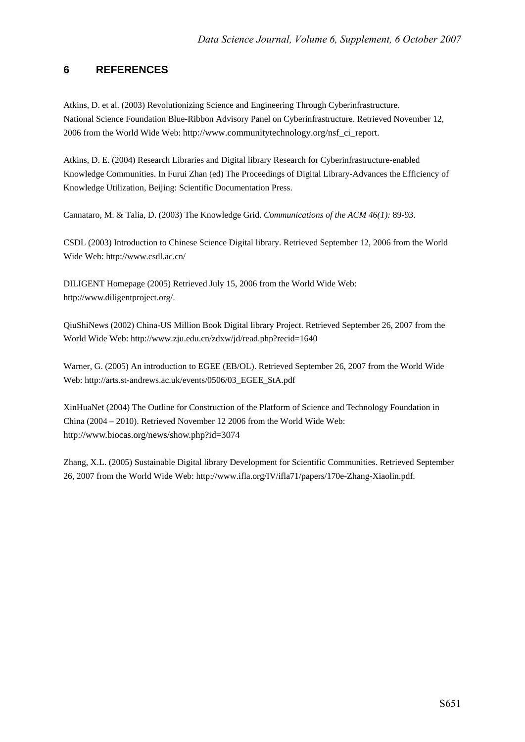## 6 REFERENCES

Atkins, D. et al. (2003) Revolutionizing Science and Engineering Through Cyberinfrastructure. National Science Foundation Blue-Ribbon Advisory Panel on Cyberinfrastructure. Retrieved November 12, 2006 from the World Wide Web: http://www.communitytechnology.org/nsf_ci_report.

Atkins, D. E. (2004) Research Libraries and Digital library Research for Cyberinfrastructure-enabled Knowledge Communities. In Furui Zhan (ed) The Proceedings of Digital Library-Advances the Efficiency of Knowledge Utilization, Beijing: Scientific Documentation Press.

Cannataro, M. & Talia, D. (2003) The Knowledge Grid. *Communications of the ACM 46(1):* 89-93.

CSDL (2003) Introduction to Chinese Science Digital library. Retrieved September 12, 2006 from the World Wide Web: http://www.csdl.ac.cn/

DILIGENT Homepage (2005) Retrieved July 15, 2006 from the World Wide Web: http://www.diligentproject.org/.

QiuShiNews (2002) China-US Million Book Digital library Project. Retrieved September 26, 2007 from the World Wide Web: http://www.zju.edu.cn/zdxw/jd/read.php?recid=1640

Warner, G. (2005) An introduction to EGEE (EB/OL). Retrieved September 26, 2007 from the World Wide Web: http://arts.st-andrews.ac.uk/events/0506/03_EGEE_StA.pdf

XinHuaNet (2004) The Outline for Construction of the Platform of Science and Technology Foundation in China (2004 – 2010). Retrieved November 12 2006 from the World Wide Web: http://www.biocas.org/news/show.php?id=3074

Zhang, X.L. (2005) Sustainable Digital library Development for Scientific Communities. Retrieved September 26, 2007 from the World Wide Web: http://www.ifla.org/IV/ifla71/papers/170e-Zhang-Xiaolin.pdf.